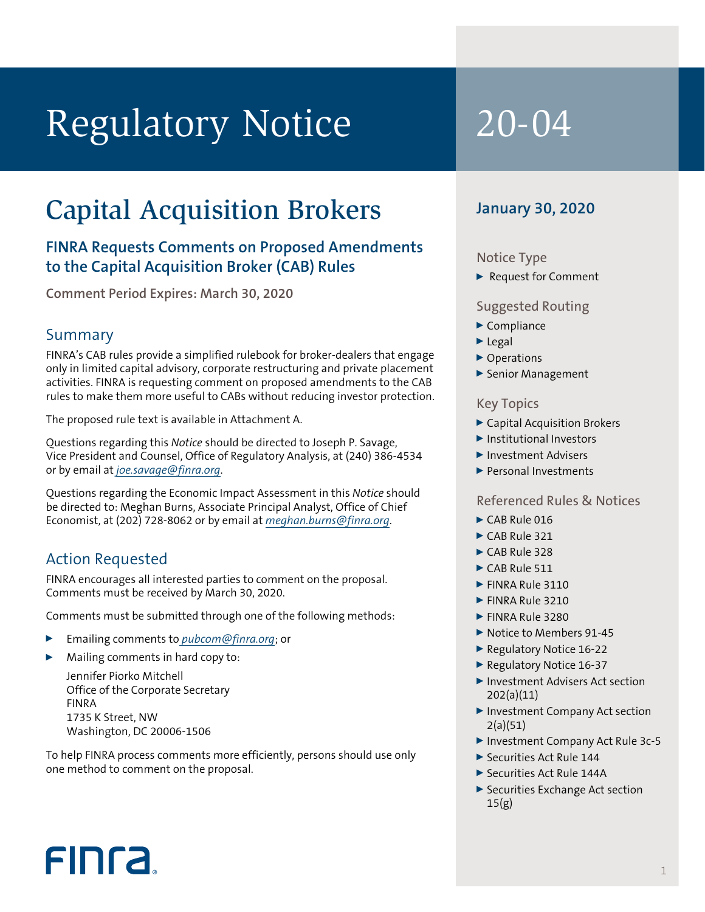# Regulatory Notice 20-04

## Capital Acquisition Brokers

### FINRA Requests Comments on Proposed Amendments to the Capital Acquisition Broker (CAB) Rules

**Comment Period Expires: March 30, 2020**

**January 30, 2020**

### Notice Type

- Request for Comment

### Suggested Routing

- Compliance
- Legal
- Operations
- Senior Management

### Key Topics

- Capital Acquisition Brokers
- Institutional Investors
- Investment Advisers
- Personal Investments

### Referenced Rules & Notices

- CAB Rule 016
- CAB Rule 321
- CAB Rule 328
- CAB Rule 511
- FINRA Rule 3110
- FINRA Rule 3210
- FINRA Rule 3280
- Notice to Members 91-45
- Regulatory Notice 16-22
- Regulatory Notice 16-37
- Investment Advisers Act section 202(a)(11)
- Investment Company Act section 2(a)(51)
- Investment Company Act Rule 3c-5
- Securities Act Rule 144
- Securities Act Rule 144A
- Securities Exchange Act section 15(g)

## Summary

FINRA's CAB rules provide a simplified rulebook for broker-dealers that engage only in limited capital advisory, corporate restructuring and private placement activities. FINRA is requesting comment on proposed amendments to the CAB rules to make them more useful to CABs without reducing investor protection.

The proposed rule text is available in Attachment A.

Questions regarding this *Notice* should be directed to Joseph P. Savage, Vice President and Counsel, Office of Regulatory Analysis, at (240) 386-4534 or by email at *joe.savage@finra.org*.

Questions regarding the Economic Impact Assessment in this *Notice* should be directed to: Meghan Burns, Associate Principal Analyst, Office of Chief Economist, at (202) 728-8062 or by email at *meghan.burns@finra.org*.

## Action Requested

FINRA encourages all interested parties to comment on the proposal. Comments must be received by March 30, 2020.

Comments must be submitted through one of the following methods:

- Emailing comments to *pubcom@finra.org*; or
- Mailing comments in hard copy to:

  Jennifer Piorko Mitchell
  Office of the Corporate Secretary
  FINRA
  1735 K Street, NW
  Washington, DC 20006-1506

To help FINRA process comments more efficiently, persons should use only one method to comment on the proposal.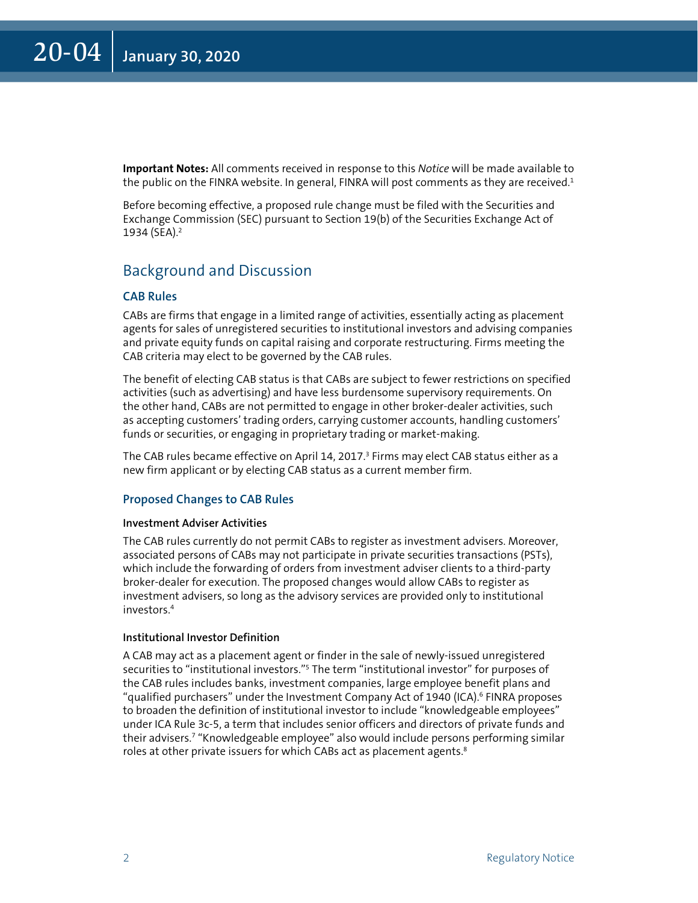**Important Notes:** All comments received in response to this *Notice* will be made available to the public on the FINRA website. In general, FINRA will post comments as they are received.[1]

Before becoming effective, a proposed rule change must be filed with the Securities and Exchange Commission (SEC) pursuant to Section 19(b) of the Securities Exchange Act of 1934 (SEA).[2]

## Background and Discussion

### CAB Rules

CABs are firms that engage in a limited range of activities, essentially acting as placement agents for sales of unregistered securities to institutional investors and advising companies and private equity funds on capital raising and corporate restructuring. Firms meeting the CAB criteria may elect to be governed by the CAB rules.

The benefit of electing CAB status is that CABs are subject to fewer restrictions on specified activities (such as advertising) and have less burdensome supervisory requirements. On the other hand, CABs are not permitted to engage in other broker-dealer activities, such as accepting customers' trading orders, carrying customer accounts, handling customers' funds or securities, or engaging in proprietary trading or market-making.

The CAB rules became effective on April 14, 2017.[3] Firms may elect CAB status either as a new firm applicant or by electing CAB status as a current member firm.

### Proposed Changes to CAB Rules

#### Investment Adviser Activities

The CAB rules currently do not permit CABs to register as investment advisers. Moreover, associated persons of CABs may not participate in private securities transactions (PSTs), which include the forwarding of orders from investment adviser clients to a third-party broker-dealer for execution. The proposed changes would allow CABs to register as investment advisers, so long as the advisory services are provided only to institutional investors.[4]

#### Institutional Investor Definition

A CAB may act as a placement agent or finder in the sale of newly-issued unregistered securities to "institutional investors."[5] The term "institutional investor" for purposes of the CAB rules includes banks, investment companies, large employee benefit plans and "qualified purchasers" under the Investment Company Act of 1940 (ICA).[6] FINRA proposes to broaden the definition of institutional investor to include "knowledgeable employees" under ICA Rule 3c-5, a term that includes senior officers and directors of private funds and their advisers.[7] "Knowledgeable employee" also would include persons performing similar roles at other private issuers for which CABs act as placement agents.[8]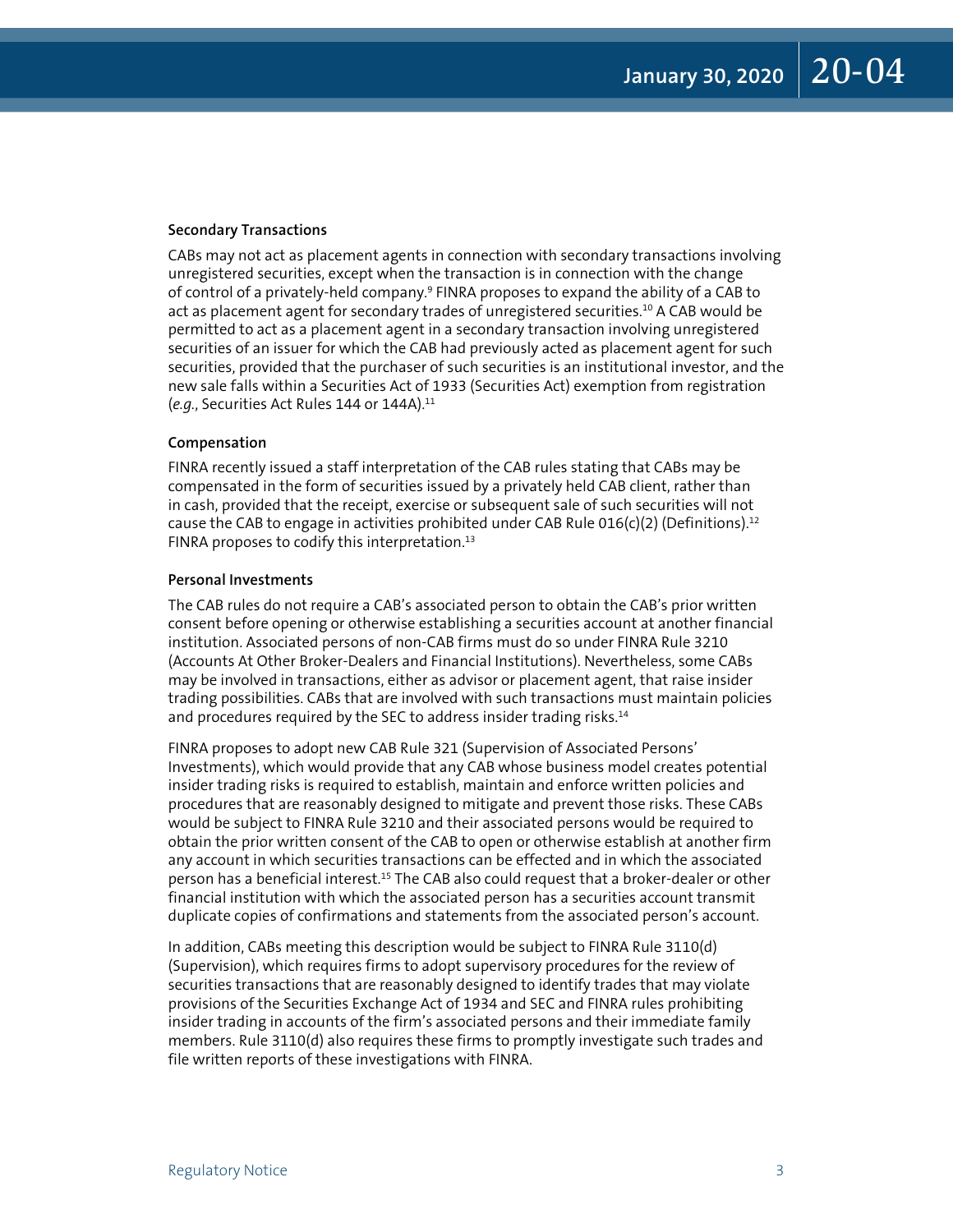### Secondary Transactions

CABs may not act as placement agents in connection with secondary transactions involving unregistered securities, except when the transaction is in connection with the change of control of a privately-held company.[9] FINRA proposes to expand the ability of a CAB to act as placement agent for secondary trades of unregistered securities.[10] A CAB would be permitted to act as a placement agent in a secondary transaction involving unregistered securities of an issuer for which the CAB had previously acted as placement agent for such securities, provided that the purchaser of such securities is an institutional investor, and the new sale falls within a Securities Act of 1933 (Securities Act) exemption from registration (*e.g.*, Securities Act Rules 144 or 144A).[11]

### Compensation

FINRA recently issued a staff interpretation of the CAB rules stating that CABs may be compensated in the form of securities issued by a privately held CAB client, rather than in cash, provided that the receipt, exercise or subsequent sale of such securities will not cause the CAB to engage in activities prohibited under CAB Rule 016(c)(2) (Definitions).[12] FINRA proposes to codify this interpretation.[13]

### Personal Investments

The CAB rules do not require a CAB's associated person to obtain the CAB's prior written consent before opening or otherwise establishing a securities account at another financial institution. Associated persons of non-CAB firms must do so under FINRA Rule 3210 (Accounts At Other Broker-Dealers and Financial Institutions). Nevertheless, some CABs may be involved in transactions, either as advisor or placement agent, that raise insider trading possibilities. CABs that are involved with such transactions must maintain policies and procedures required by the SEC to address insider trading risks.[14]

FINRA proposes to adopt new CAB Rule 321 (Supervision of Associated Persons' Investments), which would provide that any CAB whose business model creates potential insider trading risks is required to establish, maintain and enforce written policies and procedures that are reasonably designed to mitigate and prevent those risks. These CABs would be subject to FINRA Rule 3210 and their associated persons would be required to obtain the prior written consent of the CAB to open or otherwise establish at another firm any account in which securities transactions can be effected and in which the associated person has a beneficial interest.[15] The CAB also could request that a broker-dealer or other financial institution with which the associated person has a securities account transmit duplicate copies of confirmations and statements from the associated person's account.

In addition, CABs meeting this description would be subject to FINRA Rule 3110(d) (Supervision), which requires firms to adopt supervisory procedures for the review of securities transactions that are reasonably designed to identify trades that may violate provisions of the Securities Exchange Act of 1934 and SEC and FINRA rules prohibiting insider trading in accounts of the firm's associated persons and their immediate family members. Rule 3110(d) also requires these firms to promptly investigate such trades and file written reports of these investigations with FINRA.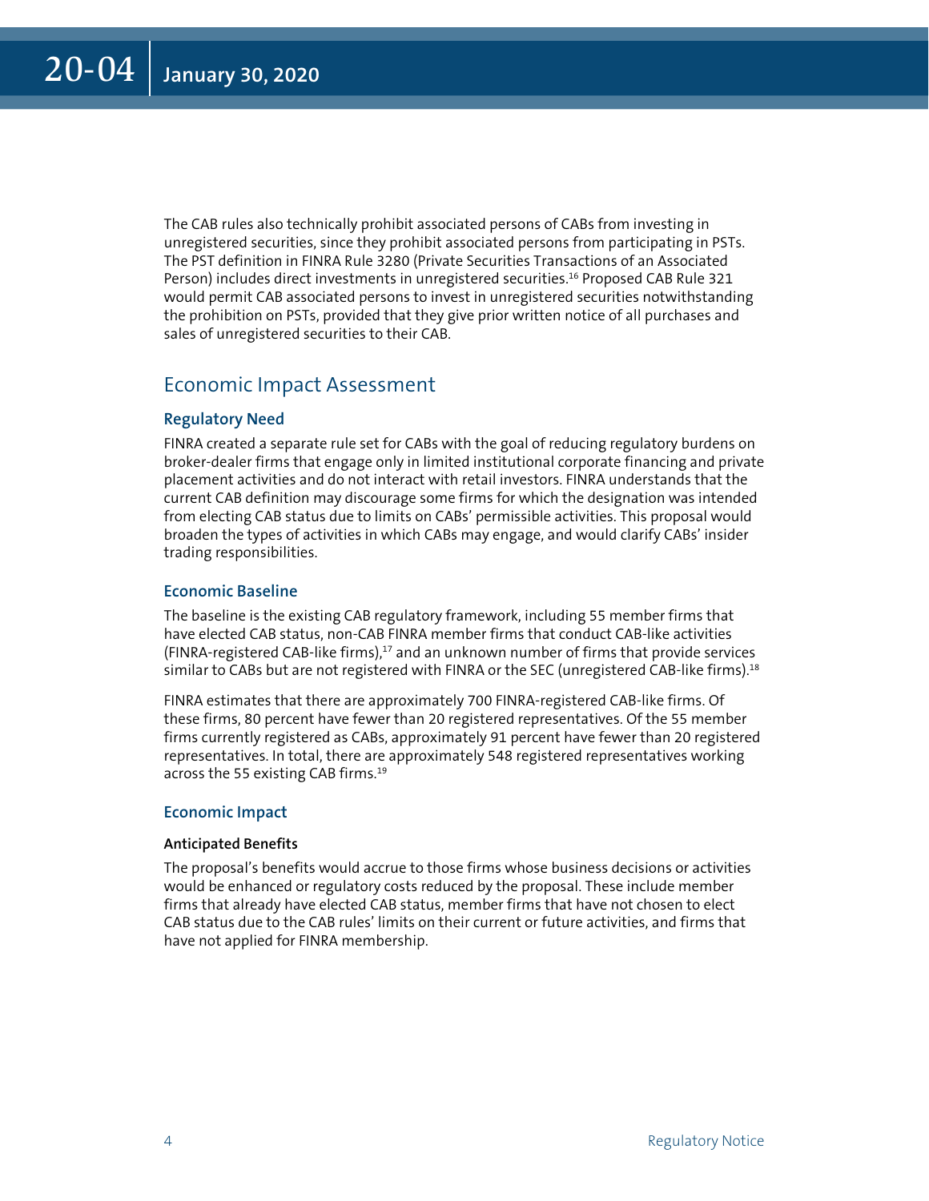The CAB rules also technically prohibit associated persons of CABs from investing in unregistered securities, since they prohibit associated persons from participating in PSTs. The PST definition in FINRA Rule 3280 (Private Securities Transactions of an Associated Person) includes direct investments in unregistered securities.[16] Proposed CAB Rule 321 would permit CAB associated persons to invest in unregistered securities notwithstanding the prohibition on PSTs, provided that they give prior written notice of all purchases and sales of unregistered securities to their CAB.

## Economic Impact Assessment

### Regulatory Need

FINRA created a separate rule set for CABs with the goal of reducing regulatory burdens on broker-dealer firms that engage only in limited institutional corporate financing and private placement activities and do not interact with retail investors. FINRA understands that the current CAB definition may discourage some firms for which the designation was intended from electing CAB status due to limits on CABs' permissible activities. This proposal would broaden the types of activities in which CABs may engage, and would clarify CABs' insider trading responsibilities.

### Economic Baseline

The baseline is the existing CAB regulatory framework, including 55 member firms that have elected CAB status, non-CAB FINRA member firms that conduct CAB-like activities (FINRA-registered CAB-like firms),[17] and an unknown number of firms that provide services similar to CABs but are not registered with FINRA or the SEC (unregistered CAB-like firms).[18]

FINRA estimates that there are approximately 700 FINRA-registered CAB-like firms. Of these firms, 80 percent have fewer than 20 registered representatives. Of the 55 member firms currently registered as CABs, approximately 91 percent have fewer than 20 registered representatives. In total, there are approximately 548 registered representatives working across the 55 existing CAB firms.[19]

### Economic Impact

#### Anticipated Benefits

The proposal's benefits would accrue to those firms whose business decisions or activities would be enhanced or regulatory costs reduced by the proposal. These include member firms that already have elected CAB status, member firms that have not chosen to elect CAB status due to the CAB rules' limits on their current or future activities, and firms that have not applied for FINRA membership.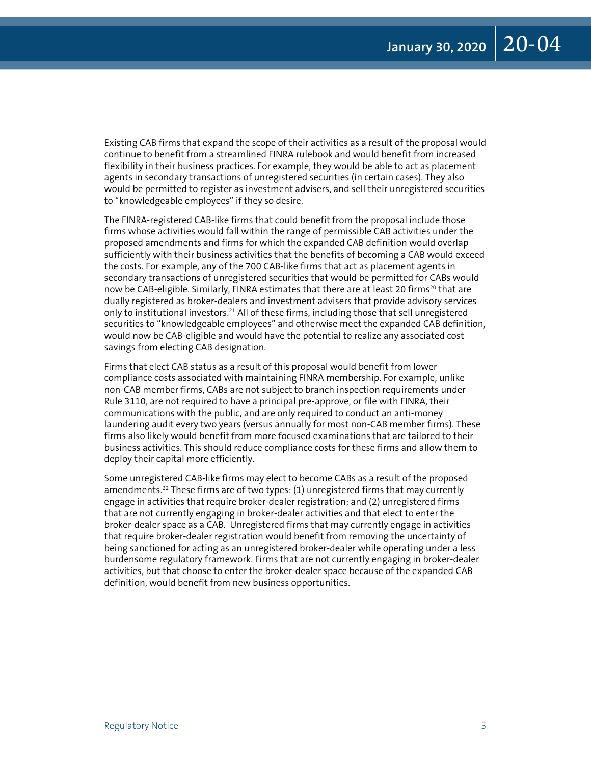Existing CAB firms that expand the scope of their activities as a result of the proposal would continue to benefit from a streamlined FINRA rulebook and would benefit from increased flexibility in their business practices. For example, they would be able to act as placement agents in secondary transactions of unregistered securities (in certain cases). They also would be permitted to register as investment advisers, and sell their unregistered securities to "knowledgeable employees" if they so desire.

The FINRA-registered CAB-like firms that could benefit from the proposal include those firms whose activities would fall within the range of permissible CAB activities under the proposed amendments and firms for which the expanded CAB definition would overlap sufficiently with their business activities that the benefits of becoming a CAB would exceed the costs. For example, any of the 700 CAB-like firms that act as placement agents in secondary transactions of unregistered securities that would be permitted for CABs would now be CAB-eligible. Similarly, FINRA estimates that there are at least 20 firms[20] that are dually registered as broker-dealers and investment advisers that provide advisory services only to institutional investors.[21] All of these firms, including those that sell unregistered securities to "knowledgeable employees" and otherwise meet the expanded CAB definition, would now be CAB-eligible and would have the potential to realize any associated cost savings from electing CAB designation.

Firms that elect CAB status as a result of this proposal would benefit from lower compliance costs associated with maintaining FINRA membership. For example, unlike non-CAB member firms, CABs are not subject to branch inspection requirements under Rule 3110, are not required to have a principal pre-approve, or file with FINRA, their communications with the public, and are only required to conduct an anti-money laundering audit every two years (versus annually for most non-CAB member firms). These firms also likely would benefit from more focused examinations that are tailored to their business activities. This should reduce compliance costs for these firms and allow them to deploy their capital more efficiently.

Some unregistered CAB-like firms may elect to become CABs as a result of the proposed amendments.[22] These firms are of two types: (1) unregistered firms that may currently engage in activities that require broker-dealer registration; and (2) unregistered firms that are not currently engaging in broker-dealer activities and that elect to enter the broker-dealer space as a CAB. Unregistered firms that may currently engage in activities that require broker-dealer registration would benefit from removing the uncertainty of being sanctioned for acting as an unregistered broker-dealer while operating under a less burdensome regulatory framework. Firms that are not currently engaging in broker-dealer activities, but that choose to enter the broker-dealer space because of the expanded CAB definition, would benefit from new business opportunities.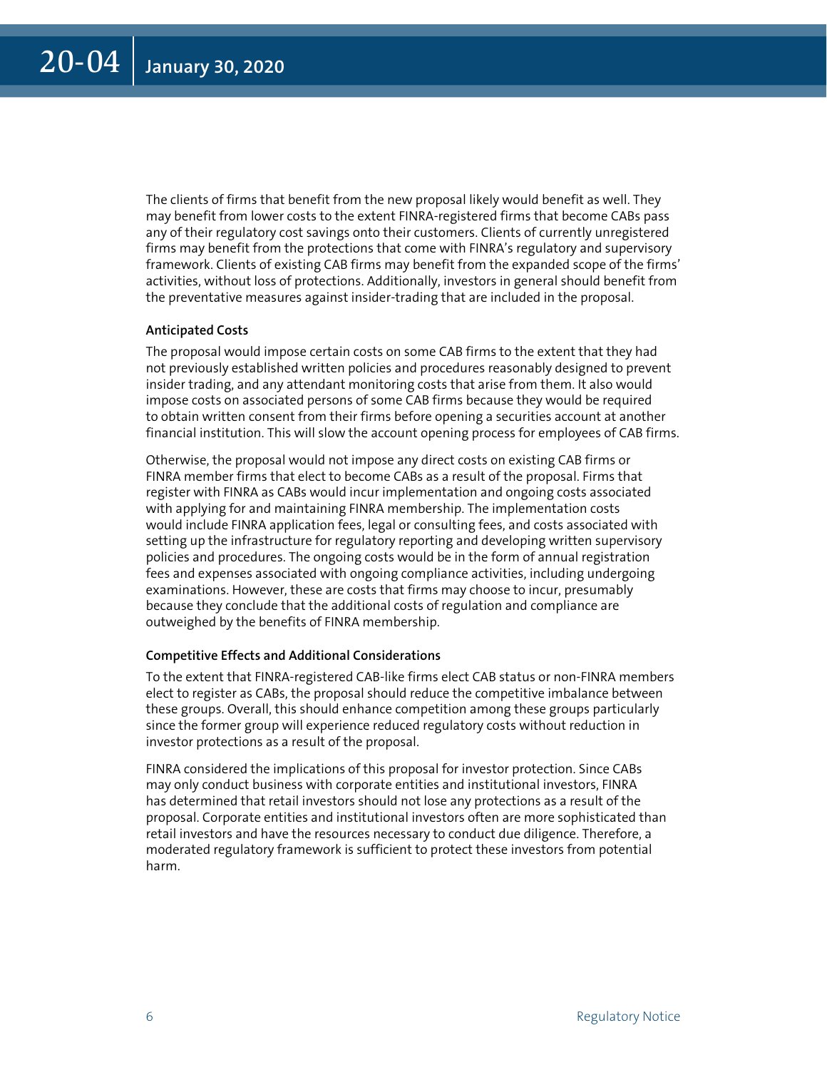The clients of firms that benefit from the new proposal likely would benefit as well. They may benefit from lower costs to the extent FINRA-registered firms that become CABs pass any of their regulatory cost savings onto their customers. Clients of currently unregistered firms may benefit from the protections that come with FINRA's regulatory and supervisory framework. Clients of existing CAB firms may benefit from the expanded scope of the firms' activities, without loss of protections. Additionally, investors in general should benefit from the preventative measures against insider-trading that are included in the proposal.

#### Anticipated Costs

The proposal would impose certain costs on some CAB firms to the extent that they had not previously established written policies and procedures reasonably designed to prevent insider trading, and any attendant monitoring costs that arise from them. It also would impose costs on associated persons of some CAB firms because they would be required to obtain written consent from their firms before opening a securities account at another financial institution. This will slow the account opening process for employees of CAB firms.

Otherwise, the proposal would not impose any direct costs on existing CAB firms or FINRA member firms that elect to become CABs as a result of the proposal. Firms that register with FINRA as CABs would incur implementation and ongoing costs associated with applying for and maintaining FINRA membership. The implementation costs would include FINRA application fees, legal or consulting fees, and costs associated with setting up the infrastructure for regulatory reporting and developing written supervisory policies and procedures. The ongoing costs would be in the form of annual registration fees and expenses associated with ongoing compliance activities, including undergoing examinations. However, these are costs that firms may choose to incur, presumably because they conclude that the additional costs of regulation and compliance are outweighed by the benefits of FINRA membership.

#### Competitive Effects and Additional Considerations

To the extent that FINRA-registered CAB-like firms elect CAB status or non-FINRA members elect to register as CABs, the proposal should reduce the competitive imbalance between these groups. Overall, this should enhance competition among these groups particularly since the former group will experience reduced regulatory costs without reduction in investor protections as a result of the proposal.

FINRA considered the implications of this proposal for investor protection. Since CABs may only conduct business with corporate entities and institutional investors, FINRA has determined that retail investors should not lose any protections as a result of the proposal. Corporate entities and institutional investors often are more sophisticated than retail investors and have the resources necessary to conduct due diligence. Therefore, a moderated regulatory framework is sufficient to protect these investors from potential harm.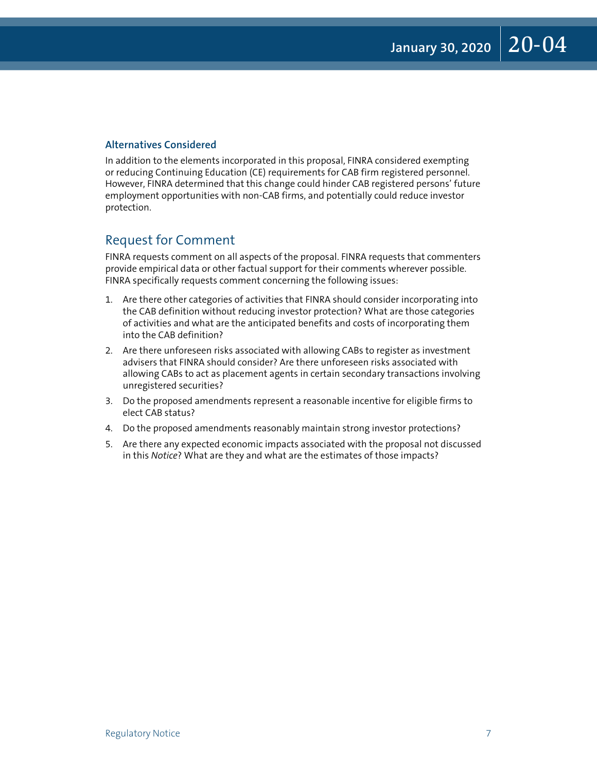### Alternatives Considered

In addition to the elements incorporated in this proposal, FINRA considered exempting or reducing Continuing Education (CE) requirements for CAB firm registered personnel. However, FINRA determined that this change could hinder CAB registered persons' future employment opportunities with non-CAB firms, and potentially could reduce investor protection.

## Request for Comment

FINRA requests comment on all aspects of the proposal. FINRA requests that commenters provide empirical data or other factual support for their comments wherever possible. FINRA specifically requests comment concerning the following issues:

1. Are there other categories of activities that FINRA should consider incorporating into the CAB definition without reducing investor protection? What are those categories of activities and what are the anticipated benefits and costs of incorporating them into the CAB definition?
2. Are there unforeseen risks associated with allowing CABs to register as investment advisers that FINRA should consider? Are there unforeseen risks associated with allowing CABs to act as placement agents in certain secondary transactions involving unregistered securities?
3. Do the proposed amendments represent a reasonable incentive for eligible firms to elect CAB status?
4. Do the proposed amendments reasonably maintain strong investor protections?
5. Are there any expected economic impacts associated with the proposal not discussed in this *Notice*? What are they and what are the estimates of those impacts?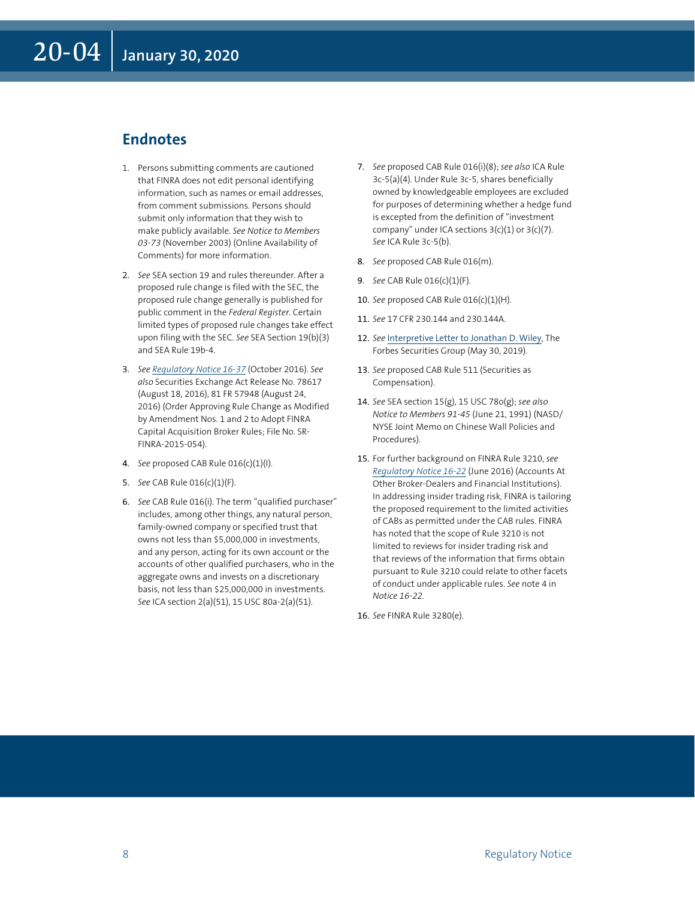## Endnotes

1. Persons submitting comments are cautioned that FINRA does not edit personal identifying information, such as names or email addresses, from comment submissions. Persons should submit only information that they wish to make publicly available. *See Notice to Members 03-73* (November 2003) (Online Availability of Comments) for more information.

2. *See* SEA section 19 and rules thereunder. After a proposed rule change is filed with the SEC, the proposed rule change generally is published for public comment in the *Federal Register*. Certain limited types of proposed rule changes take effect upon filing with the SEC. *See* SEA Section 19(b)(3) and SEA Rule 19b-4.

3. *See* *Regulatory Notice 16-37* (October 2016). *See also* Securities Exchange Act Release No. 78617 (August 18, 2016), 81 FR 57948 (August 24, 2016) (Order Approving Rule Change as Modified by Amendment Nos. 1 and 2 to Adopt FINRA Capital Acquisition Broker Rules; File No. SR-FINRA-2015-054).

4. *See* proposed CAB Rule 016(c)(1)(I).

5. *See* CAB Rule 016(c)(1)(F).

6. *See* CAB Rule 016(i). The term "qualified purchaser" includes, among other things, any natural person, family-owned company or specified trust that owns not less than $5,000,000 in investments, and any person, acting for its own account or the accounts of other qualified purchasers, who in the aggregate owns and invests on a discretionary basis, not less than $25,000,000 in investments. *See* ICA section 2(a)(51), 15 USC 80a-2(a)(51).

7. *See* proposed CAB Rule 016(i)(8); *see also* ICA Rule 3c-5(a)(4). Under Rule 3c-5, shares beneficially owned by knowledgeable employees are excluded for purposes of determining whether a hedge fund is excepted from the definition of "investment company" under ICA sections 3(c)(1) or 3(c)(7). *See* ICA Rule 3c-5(b).

8. *See* proposed CAB Rule 016(m).

9. *See* CAB Rule 016(c)(1)(F).

10. *See* proposed CAB Rule 016(c)(1)(H).

11. *See* 17 CFR 230.144 and 230.144A.

12. *See* Interpretive Letter to Jonathan D. Wiley, The Forbes Securities Group (May 30, 2019).

13. *See* proposed CAB Rule 511 (Securities as Compensation).

14. *See* SEA section 15(g), 15 USC 78o(g); *see also Notice to Members 91-45* (June 21, 1991) (NASD/NYSE Joint Memo on Chinese Wall Policies and Procedures).

15. For further background on FINRA Rule 3210, *see* *Regulatory Notice 16-22* (June 2016) (Accounts At Other Broker-Dealers and Financial Institutions). In addressing insider trading risk, FINRA is tailoring the proposed requirement to the limited activities of CABs as permitted under the CAB rules. FINRA has noted that the scope of Rule 3210 is not limited to reviews for insider trading risk and that reviews of the information that firms obtain pursuant to Rule 3210 could relate to other facets of conduct under applicable rules. *See* note 4 in *Notice 16-22*.

16. *See* FINRA Rule 3280(e).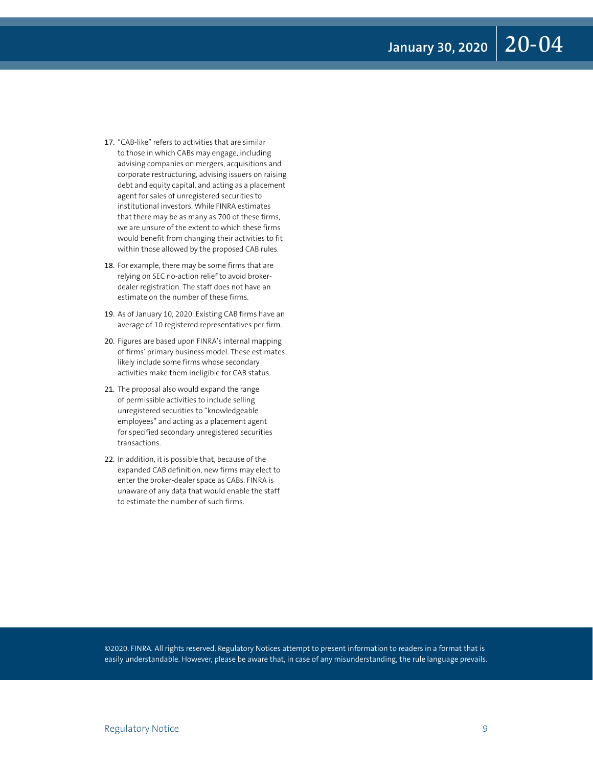17. "CAB-like" refers to activities that are similar to those in which CABs may engage, including advising companies on mergers, acquisitions and corporate restructuring, advising issuers on raising debt and equity capital, and acting as a placement agent for sales of unregistered securities to institutional investors. While FINRA estimates that there may be as many as 700 of these firms, we are unsure of the extent to which these firms would benefit from changing their activities to fit within those allowed by the proposed CAB rules.

18. For example, there may be some firms that are relying on SEC no-action relief to avoid broker-dealer registration. The staff does not have an estimate on the number of these firms.

19. As of January 10, 2020. Existing CAB firms have an average of 10 registered representatives per firm.

20. Figures are based upon FINRA's internal mapping of firms' primary business model. These estimates likely include some firms whose secondary activities make them ineligible for CAB status.

21. The proposal also would expand the range of permissible activities to include selling unregistered securities to "knowledgeable employees" and acting as a placement agent for specified secondary unregistered securities transactions.

22. In addition, it is possible that, because of the expanded CAB definition, new firms may elect to enter the broker-dealer space as CABs. FINRA is unaware of any data that would enable the staff to estimate the number of such firms.

©2020. FINRA. All rights reserved. Regulatory Notices attempt to present information to readers in a format that is easily understandable. However, please be aware that, in case of any misunderstanding, the rule language prevails.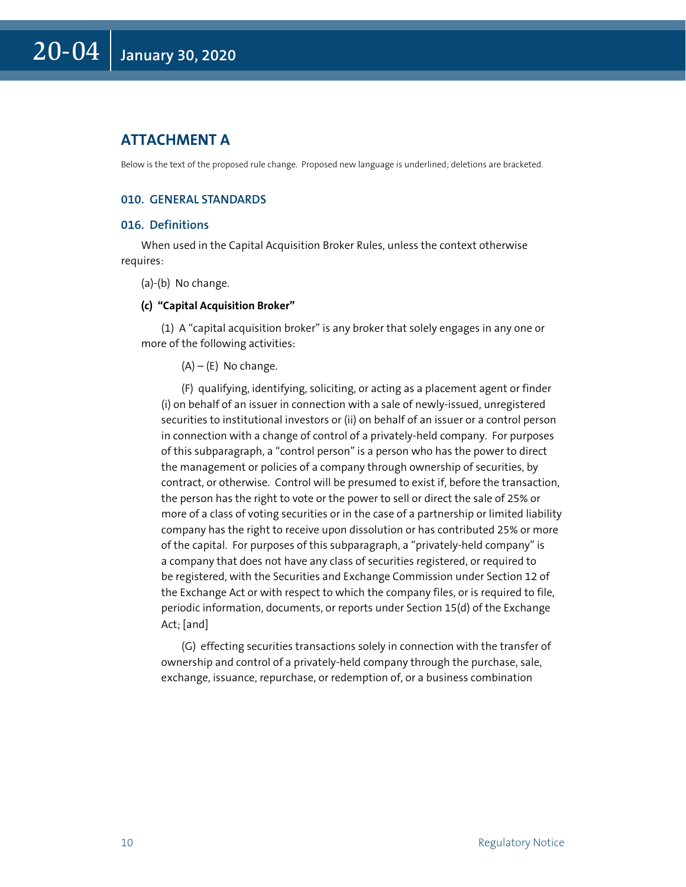## ATTACHMENT A

Below is the text of the proposed rule change. Proposed new language is underlined; deletions are bracketed.

### 010. GENERAL STANDARDS

### 016. Definitions

When used in the Capital Acquisition Broker Rules, unless the context otherwise requires:

(a)-(b) No change.

**(c) "Capital Acquisition Broker"**

(1) A "capital acquisition broker" is any broker that solely engages in any one or more of the following activities:

(A) – (E) No change.

(F) qualifying, identifying, soliciting, or acting as a placement agent or finder (i) on behalf of an issuer in connection with a sale of newly-issued, unregistered securities to institutional investors or (ii) on behalf of an issuer or a control person in connection with a change of control of a privately-held company. For purposes of this subparagraph, a "control person" is a person who has the power to direct the management or policies of a company through ownership of securities, by contract, or otherwise. Control will be presumed to exist if, before the transaction, the person has the right to vote or the power to sell or direct the sale of 25% or more of a class of voting securities or in the case of a partnership or limited liability company has the right to receive upon dissolution or has contributed 25% or more of the capital. For purposes of this subparagraph, a "privately-held company" is a company that does not have any class of securities registered, or required to be registered, with the Securities and Exchange Commission under Section 12 of the Exchange Act or with respect to which the company files, or is required to file, periodic information, documents, or reports under Section 15(d) of the Exchange Act; [and]

(G) effecting securities transactions solely in connection with the transfer of ownership and control of a privately-held company through the purchase, sale, exchange, issuance, repurchase, or redemption of, or a business combination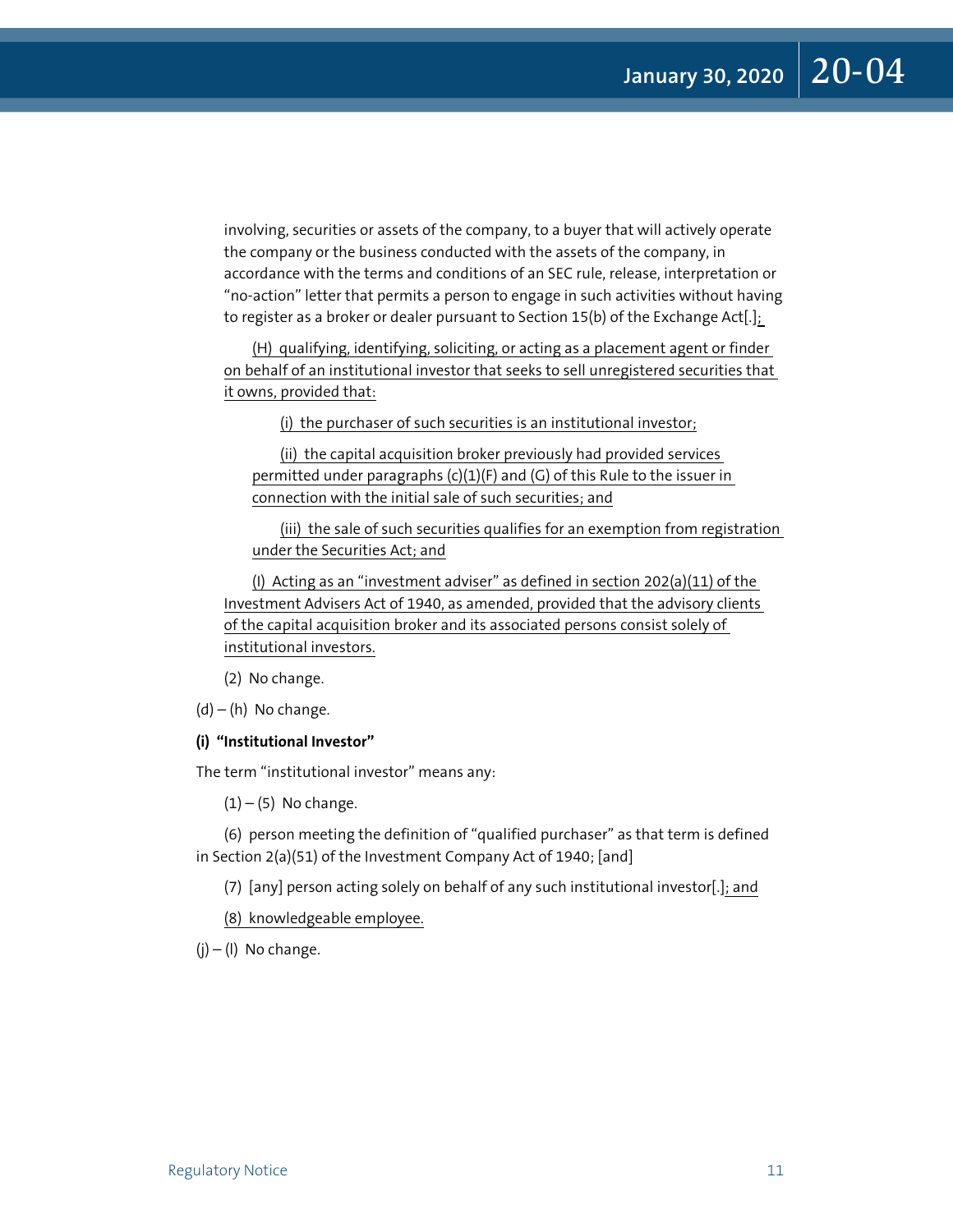involving, securities or assets of the company, to a buyer that will actively operate the company or the business conducted with the assets of the company, in accordance with the terms and conditions of an SEC rule, release, interpretation or "no-action" letter that permits a person to engage in such activities without having to register as a broker or dealer pursuant to Section 15(b) of the Exchange Act[.]<u>;</u>

<u>(H) qualifying, identifying, soliciting, or acting as a placement agent or finder on behalf of an institutional investor that seeks to sell unregistered securities that it owns, provided that:</u>

<u>(i) the purchaser of such securities is an institutional investor;</u>

<u>(ii) the capital acquisition broker previously had provided services permitted under paragraphs (c)(1)(F) and (G) of this Rule to the issuer in connection with the initial sale of such securities; and</u>

<u>(iii) the sale of such securities qualifies for an exemption from registration under the Securities Act; and</u>

<u>(I) Acting as an "investment adviser" as defined in section 202(a)(11) of the Investment Advisers Act of 1940, as amended, provided that the advisory clients of the capital acquisition broker and its associated persons consist solely of institutional investors.</u>

(2) No change.

(d) – (h) No change.

**(i) "Institutional Investor"**

The term "institutional investor" means any:

(1) – (5) No change.

(6) person meeting the definition of "qualified purchaser" as that term is defined in Section 2(a)(51) of the Investment Company Act of 1940; [and]

(7) [any] person acting solely on behalf of any such institutional investor[.]<u>; and</u>

<u>(8) knowledgeable employee.</u>

(j) – (l) No change.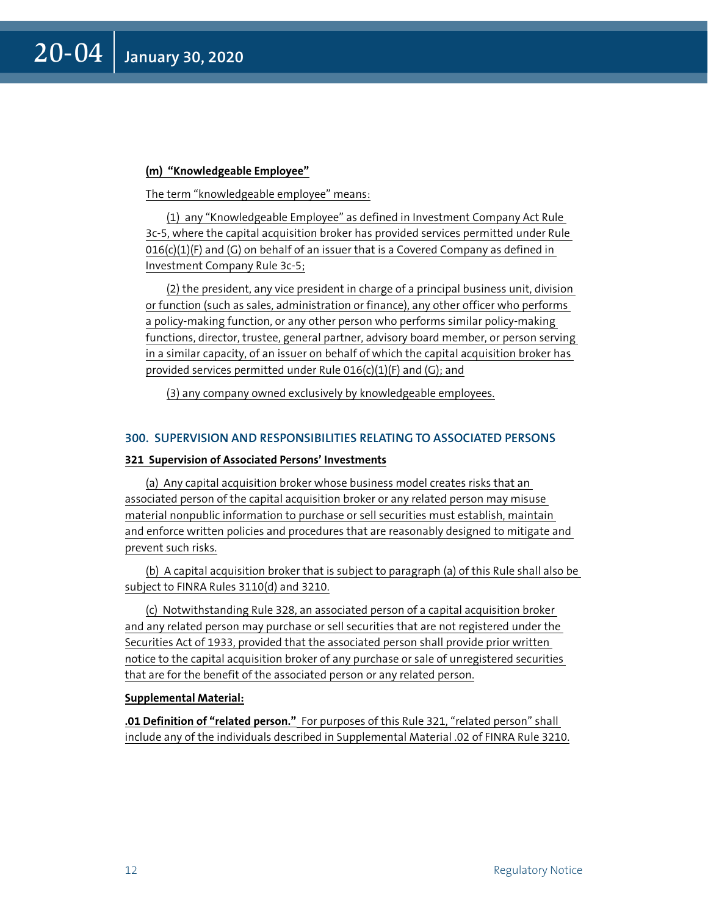**(m) "Knowledgeable Employee"**

The term "knowledgeable employee" means:

(1) any "Knowledgeable Employee" as defined in Investment Company Act Rule 3c-5, where the capital acquisition broker has provided services permitted under Rule 016(c)(1)(F) and (G) on behalf of an issuer that is a Covered Company as defined in Investment Company Rule 3c-5;

(2) the president, any vice president in charge of a principal business unit, division or function (such as sales, administration or finance), any other officer who performs a policy-making function, or any other person who performs similar policy-making functions, director, trustee, general partner, advisory board member, or person serving in a similar capacity, of an issuer on behalf of which the capital acquisition broker has provided services permitted under Rule 016(c)(1)(F) and (G); and

(3) any company owned exclusively by knowledgeable employees.

## 300. SUPERVISION AND RESPONSIBILITIES RELATING TO ASSOCIATED PERSONS

### 321 Supervision of Associated Persons' Investments

(a) Any capital acquisition broker whose business model creates risks that an associated person of the capital acquisition broker or any related person may misuse material nonpublic information to purchase or sell securities must establish, maintain and enforce written policies and procedures that are reasonably designed to mitigate and prevent such risks.

(b) A capital acquisition broker that is subject to paragraph (a) of this Rule shall also be subject to FINRA Rules 3110(d) and 3210.

(c) Notwithstanding Rule 328, an associated person of a capital acquisition broker and any related person may purchase or sell securities that are not registered under the Securities Act of 1933, provided that the associated person shall provide prior written notice to the capital acquisition broker of any purchase or sale of unregistered securities that are for the benefit of the associated person or any related person.

**Supplemental Material:**

**.01 Definition of "related person."** For purposes of this Rule 321, "related person" shall include any of the individuals described in Supplemental Material .02 of FINRA Rule 3210.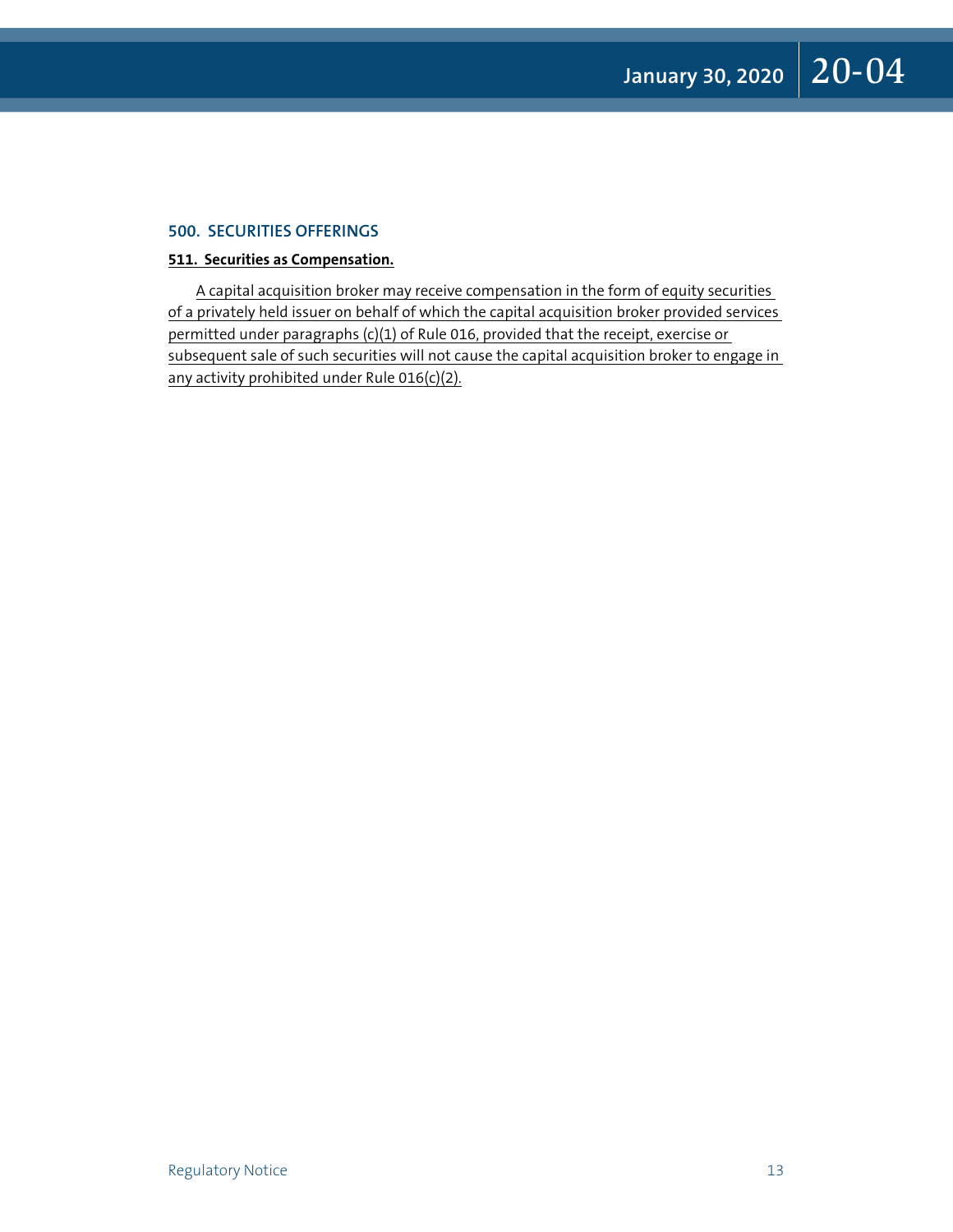### 500. SECURITIES OFFERINGS

**511. Securities as Compensation.**

A capital acquisition broker may receive compensation in the form of equity securities of a privately held issuer on behalf of which the capital acquisition broker provided services permitted under paragraphs (c)(1) of Rule 016, provided that the receipt, exercise or subsequent sale of such securities will not cause the capital acquisition broker to engage in any activity prohibited under Rule 016(c)(2).